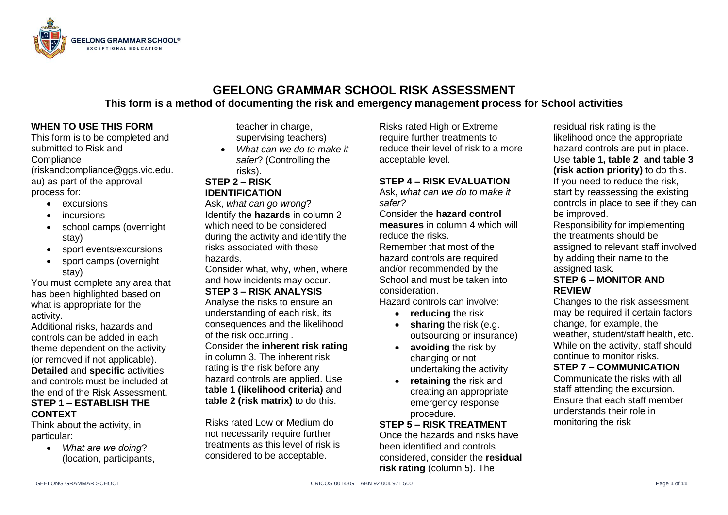# GEELONG GRAMMAR SCHOOL RISK ASSESSMENT

## This form is a method of documenting the risk and emergency management process for School activities

### WHEN TO USE THIS FORM

This form is to be completed and submitted to Risk and Compliance (riskandcompliance@ggs.vic.edu.au) as part of the approval process for:

- excursions
- incursions
- school camps (overnight stay)
- sport events/excursions
- sport camps (overnight stay)

You must complete any area that has been highlighted based on what is appropriate for the activity.

Additional risks, hazards and controls can be added in each theme dependent on the activity (or removed if not applicable).

**Detailed** and **specific** activities and controls must be included at the end of the Risk Assessment.

### STEP 1 – ESTABLISH THE CONTEXT

Think about the activity, in particular:

- *What are we doing*? (location, participants, teacher in charge, supervising teachers)
- *What can we do to make it safer*? (Controlling the risks).

### STEP 2 – RISK IDENTIFICATION

Ask, *what can go wrong*?

Identify the **hazards** in column 2 which need to be considered during the activity and identify the risks associated with these hazards.

Consider what, why, when, where and how incidents may occur.

### STEP 3 – RISK ANALYSIS

Analyse the risks to ensure an understanding of each risk, its consequences and the likelihood of the risk occurring .

Consider the **inherent risk rating** in column 3. The inherent risk rating is the risk before any hazard controls are applied. Use **table 1 (likelihood criteria)** and **table 2 (risk matrix)** to do this.

Risks rated Low or Medium do not necessarily require further treatments as this level of risk is considered to be acceptable.

Risks rated High or Extreme require further treatments to reduce their level of risk to a more acceptable level.

### STEP 4 – RISK EVALUATION

Ask, *what can we do to make it safer?*

Consider the **hazard control measures** in column 4 which will reduce the risks.

Remember that most of the hazard controls are required and/or recommended by the School and must be taken into consideration.

Hazard controls can involve:

- **reducing** the risk
- **sharing** the risk (e.g. outsourcing or insurance)
- **avoiding** the risk by changing or not undertaking the activity
- **retaining** the risk and creating an appropriate emergency response procedure.

### STEP 5 – RISK TREATMENT

Once the hazards and risks have been identified and controls considered, consider the **residual risk rating** (column 5). The residual risk rating is the likelihood once the appropriate hazard controls are put in place. Use **table 1, table 2 and table 3 (risk action priority)** to do this.

If you need to reduce the risk, start by reassessing the existing controls in place to see if they can be improved.

Responsibility for implementing the treatments should be assigned to relevant staff involved by adding their name to the assigned task.

### STEP 6 – MONITOR AND REVIEW

Changes to the risk assessment may be required if certain factors change, for example, the weather, student/staff health, etc. While on the activity, staff should continue to monitor risks.

### STEP 7 – COMMUNICATION

Communicate the risks with all staff attending the excursion. Ensure that each staff member understands their role in monitoring the risk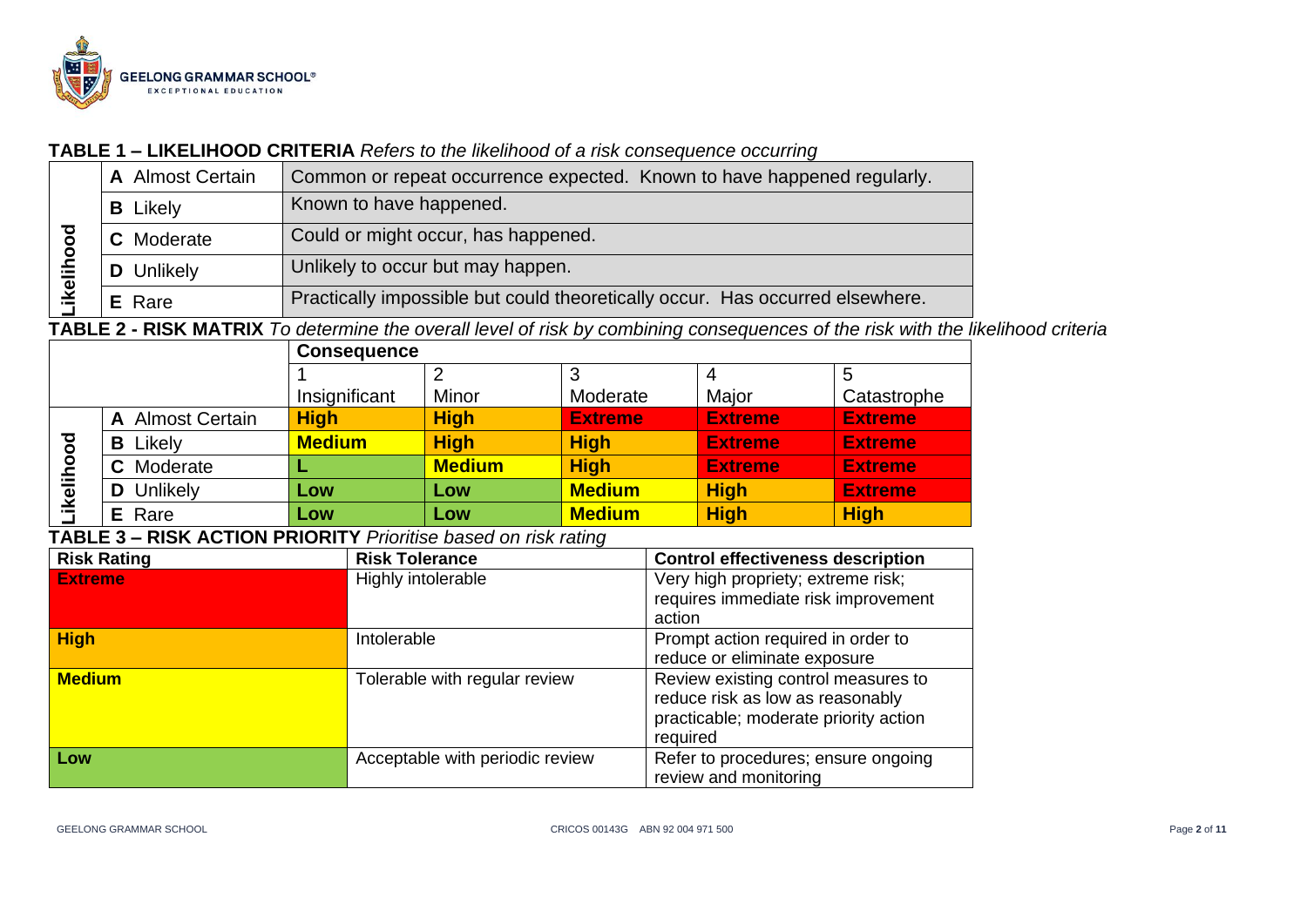**TABLE 1 – LIKELIHOOD CRITERIA** *Refers to the likelihood of a risk consequence occurring*

| | | |
|---|---|---|
| Likelihood | **A** Almost Certain | Common or repeat occurrence expected. Known to have happened regularly. |
| | **B** Likely | Known to have happened. |
| | **C** Moderate | Could or might occur, has happened. |
| | **D** Unlikely | Unlikely to occur but may happen. |
| | **E** Rare | Practically impossible but could theoretically occur. Has occurred elsewhere. |

**TABLE 2 - RISK MATRIX** *To determine the overall level of risk by combining consequences of the risk with the likelihood criteria*

| | | **Consequence** | | | | |
|---|---|---|---|---|---|---|
| | | 1 Insignificant | 2 Minor | 3 Moderate | 4 Major | 5 Catastrophe |
| Likelihood | **A** Almost Certain | **High** | **High** | **Extreme** | **Extreme** | **Extreme** |
| | **B** Likely | **Medium** | **High** | **High** | **Extreme** | **Extreme** |
| | **C** Moderate | **L** | **Medium** | **High** | **Extreme** | **Extreme** |
| | **D** Unlikely | **Low** | **Low** | **Medium** | **High** | **Extreme** |
| | **E** Rare | **Low** | **Low** | **Medium** | **High** | **High** |

**TABLE 3 – RISK ACTION PRIORITY** *Prioritise based on risk rating*

| Risk Rating | Risk Tolerance | Control effectiveness description |
|---|---|---|
| **Extreme** | Highly intolerable | Very high propriety; extreme risk; requires immediate risk improvement action |
| **High** | Intolerable | Prompt action required in order to reduce or eliminate exposure |
| **Medium** | Tolerable with regular review | Review existing control measures to reduce risk as low as reasonably practicable; moderate priority action required |
| **Low** | Acceptable with periodic review | Refer to procedures; ensure ongoing review and monitoring |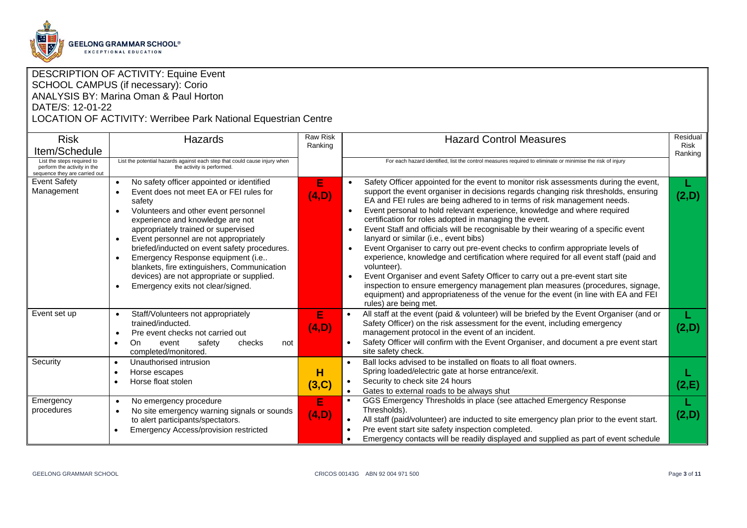DESCRIPTION OF ACTIVITY: Equine Event
SCHOOL CAMPUS (if necessary): Corio
ANALYSIS BY: Marina Oman & Paul Horton
DATE/S: 12-01-22
LOCATION OF ACTIVITY: Werribee Park National Equestrian Centre

| Risk Item/Schedule | Hazards | Raw Risk Ranking | Hazard Control Measures | Residual Risk Ranking |
|---|---|---|---|---|
| List the steps required to perform the activity in the sequence they are carried out | List the potential hazards against each step that could cause injury when the activity is performed. | | For each hazard identified, list the control measures required to eliminate or minimise the risk of injury | |
| Event Safety Management | • No safety officer appointed or identified<br>• Event does not meet EA or FEI rules for safety<br>• Volunteers and other event personnel experience and knowledge are not appropriately trained or supervised<br>• Event personnel are not appropriately briefed/inducted on event safety procedures.<br>• Emergency Response equipment (i.e.. blankets, fire extinguishers, Communication devices) are not appropriate or supplied.<br>• Emergency exits not clear/signed. | **E (4,D)** | • Safety Officer appointed for the event to monitor risk assessments during the event, support the event organiser in decisions regards changing risk thresholds, ensuring EA and FEI rules are being adhered to in terms of risk management needs.<br>• Event personal to hold relevant experience, knowledge and where required certification for roles adopted in managing the event.<br>• Event Staff and officials will be recognisable by their wearing of a specific event lanyard or similar (i.e., event bibs)<br>• Event Organiser to carry out pre-event checks to confirm appropriate levels of experience, knowledge and certification where required for all event staff (paid and volunteer).<br>• Event Organiser and event Safety Officer to carry out a pre-event start site inspection to ensure emergency management plan measures (procedures, signage, equipment) and appropriateness of the venue for the event (in line with EA and FEI rules) are being met. | **L (2,D)** |
| Event set up | • Staff/Volunteers not appropriately trained/inducted.<br>• Pre event checks not carried out<br>• On event safety checks not completed/monitored. | **E (4,D)** | • All staff at the event (paid & volunteer) will be briefed by the Event Organiser (and or Safety Officer) on the risk assessment for the event, including emergency management protocol in the event of an incident.<br>• Safety Officer will confirm with the Event Organiser, and document a pre event start site safety check. | **L (2,D)** |
| Security | • Unauthorised intrusion<br>• Horse escapes<br>• Horse float stolen | **H (3,C)** | • Ball locks advised to be installed on floats to all float owners. Spring loaded/electric gate at horse entrance/exit.<br>• Security to check site 24 hours<br>• Gates to external roads to be always shut | **L (2,E)** |
| Emergency procedures | • No emergency procedure<br>• No site emergency warning signals or sounds to alert participants/spectators.<br>• Emergency Access/provision restricted | **E (4,D)** | ▪ GGS Emergency Thresholds in place (see attached Emergency Response Thresholds).<br>• All staff (paid/volunteer) are inducted to site emergency plan prior to the event start.<br>• Pre event start site safety inspection completed.<br>• Emergency contacts will be readily displayed and supplied as part of event schedule | **L (2,D)** |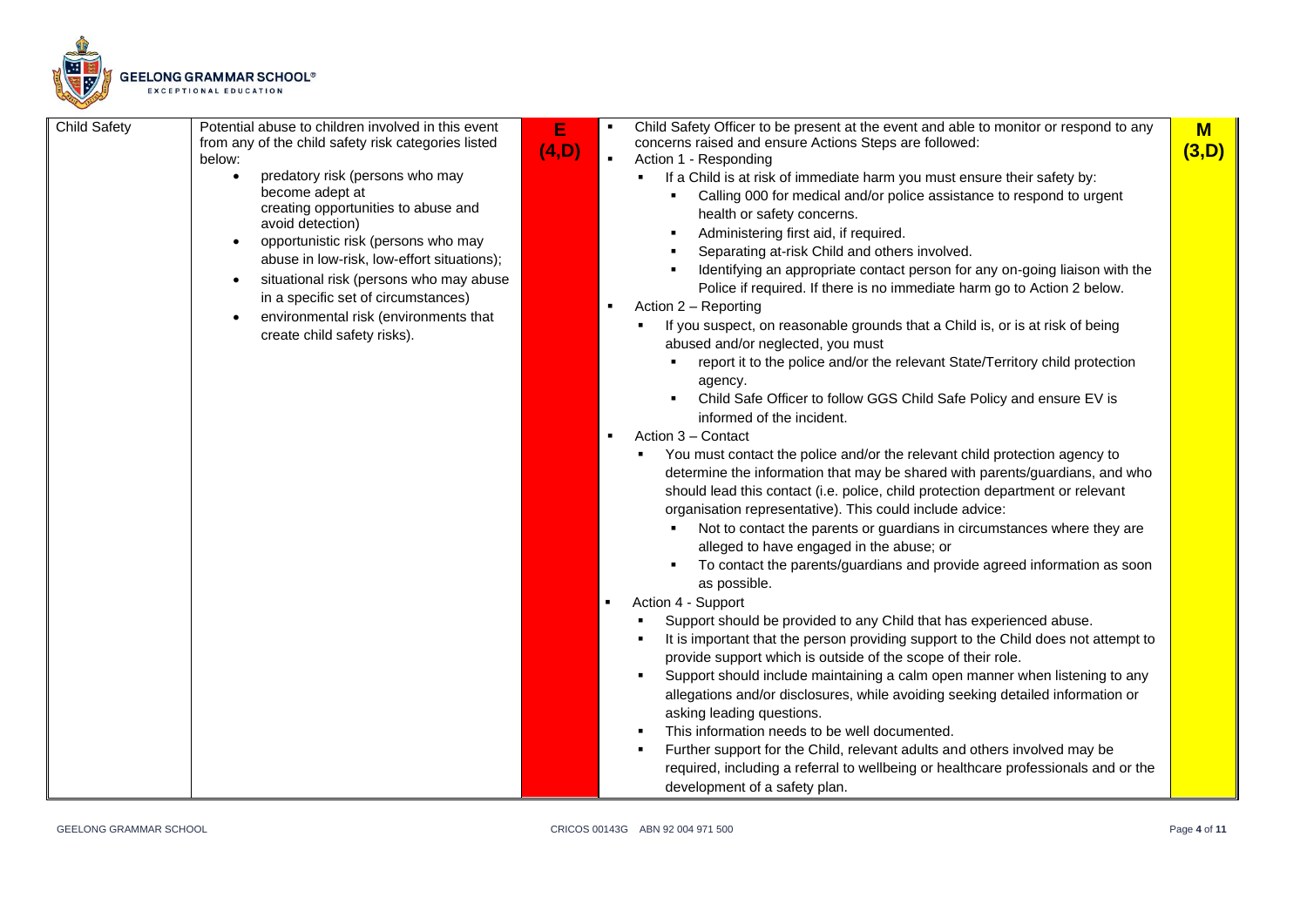| Child Safety | Potential abuse to children involved in this event from any of the child safety risk categories listed below:<br>• predatory risk (persons who may become adept at creating opportunities to abuse and avoid detection)<br>• opportunistic risk (persons who may abuse in low-risk, low-effort situations);<br>• situational risk (persons who may abuse in a specific set of circumstances)<br>• environmental risk (environments that create child safety risks). | E (4,D) | ▪ Child Safety Officer to be present at the event and able to monitor or respond to any concerns raised and ensure Actions Steps are followed:<br>▪ Action 1 - Responding<br>  ▪ If a Child is at risk of immediate harm you must ensure their safety by:<br>    ▪ Calling 000 for medical and/or police assistance to respond to urgent health or safety concerns.<br>    ▪ Administering first aid, if required.<br>    ▪ Separating at-risk Child and others involved.<br>    ▪ Identifying an appropriate contact person for any on-going liaison with the Police if required. If there is no immediate harm go to Action 2 below.<br>▪ Action 2 – Reporting<br>  ▪ If you suspect, on reasonable grounds that a Child is, or is at risk of being abused and/or neglected, you must<br>    ▪ report it to the police and/or the relevant State/Territory child protection agency.<br>    ▪ Child Safe Officer to follow GGS Child Safe Policy and ensure EV is informed of the incident.<br>▪ Action 3 – Contact<br>  ▪ You must contact the police and/or the relevant child protection agency to determine the information that may be shared with parents/guardians, and who should lead this contact (i.e. police, child protection department or relevant organisation representative). This could include advice:<br>    ▪ Not to contact the parents or guardians in circumstances where they are alleged to have engaged in the abuse; or<br>    ▪ To contact the parents/guardians and provide agreed information as soon as possible.<br>▪ Action 4 - Support<br>  ▪ Support should be provided to any Child that has experienced abuse.<br>  ▪ It is important that the person providing support to the Child does not attempt to provide support which is outside of the scope of their role.<br>  ▪ Support should include maintaining a calm open manner when listening to any allegations and/or disclosures, while avoiding seeking detailed information or asking leading questions.<br>  ▪ This information needs to be well documented.<br>  ▪ Further support for the Child, relevant adults and others involved may be required, including a referral to wellbeing or healthcare professionals and or the development of a safety plan. | M (3,D) |
|---|---|---|---|---|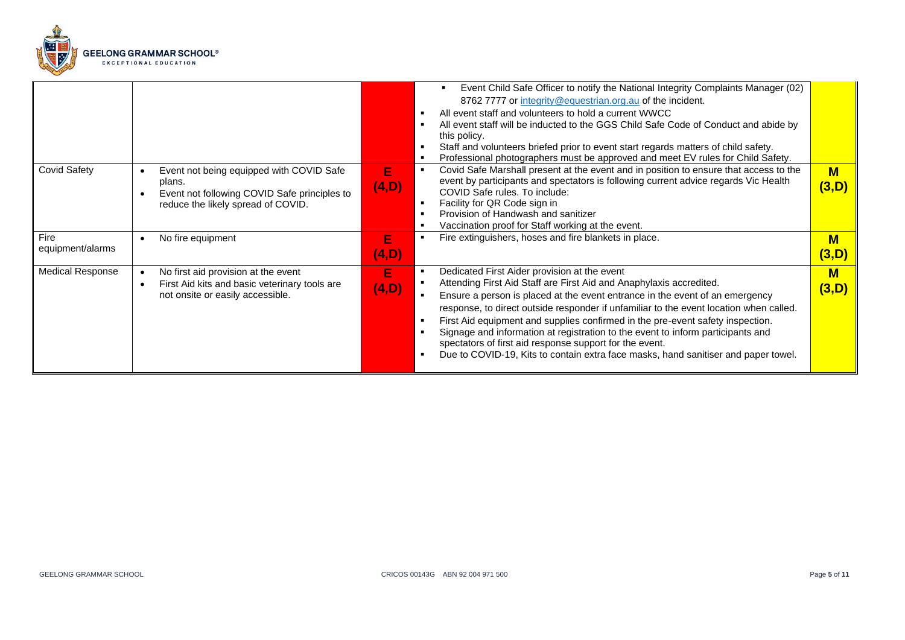| | | | | |
|---|---|---|---|---|
| | | | ▪ Event Child Safe Officer to notify the National Integrity Complaints Manager (02) 8762 7777 or integrity@equestrian.org.au of the incident.<br>▪ All event staff and volunteers to hold a current WWCC<br>▪ All event staff will be inducted to the GGS Child Safe Code of Conduct and abide by this policy.<br>▪ Staff and volunteers briefed prior to event start regards matters of child safety.<br>▪ Professional photographers must be approved and meet EV rules for Child Safety. | |
| Covid Safety | • Event not being equipped with COVID Safe plans.<br>• Event not following COVID Safe principles to reduce the likely spread of COVID. | **E (4,D)** | ▪ Covid Safe Marshall present at the event and in position to ensure that access to the event by participants and spectators is following current advice regards Vic Health COVID Safe rules. To include:<br>▪ Facility for QR Code sign in<br>▪ Provision of Handwash and sanitizer<br>▪ Vaccination proof for Staff working at the event. | **M (3,D)** |
| Fire equipment/alarms | • No fire equipment | **E (4,D)** | ▪ Fire extinguishers, hoses and fire blankets in place. | **M (3,D)** |
| Medical Response | • No first aid provision at the event<br>• First Aid kits and basic veterinary tools are not onsite or easily accessible. | **E (4,D)** | ▪ Dedicated First Aider provision at the event<br>▪ Attending First Aid Staff are First Aid and Anaphylaxis accredited.<br>▪ Ensure a person is placed at the event entrance in the event of an emergency response, to direct outside responder if unfamiliar to the event location when called.<br>▪ First Aid equipment and supplies confirmed in the pre-event safety inspection.<br>▪ Signage and information at registration to the event to inform participants and spectators of first aid response support for the event.<br>▪ Due to COVID-19, Kits to contain extra face masks, hand sanitiser and paper towel. | **M (3,D)** |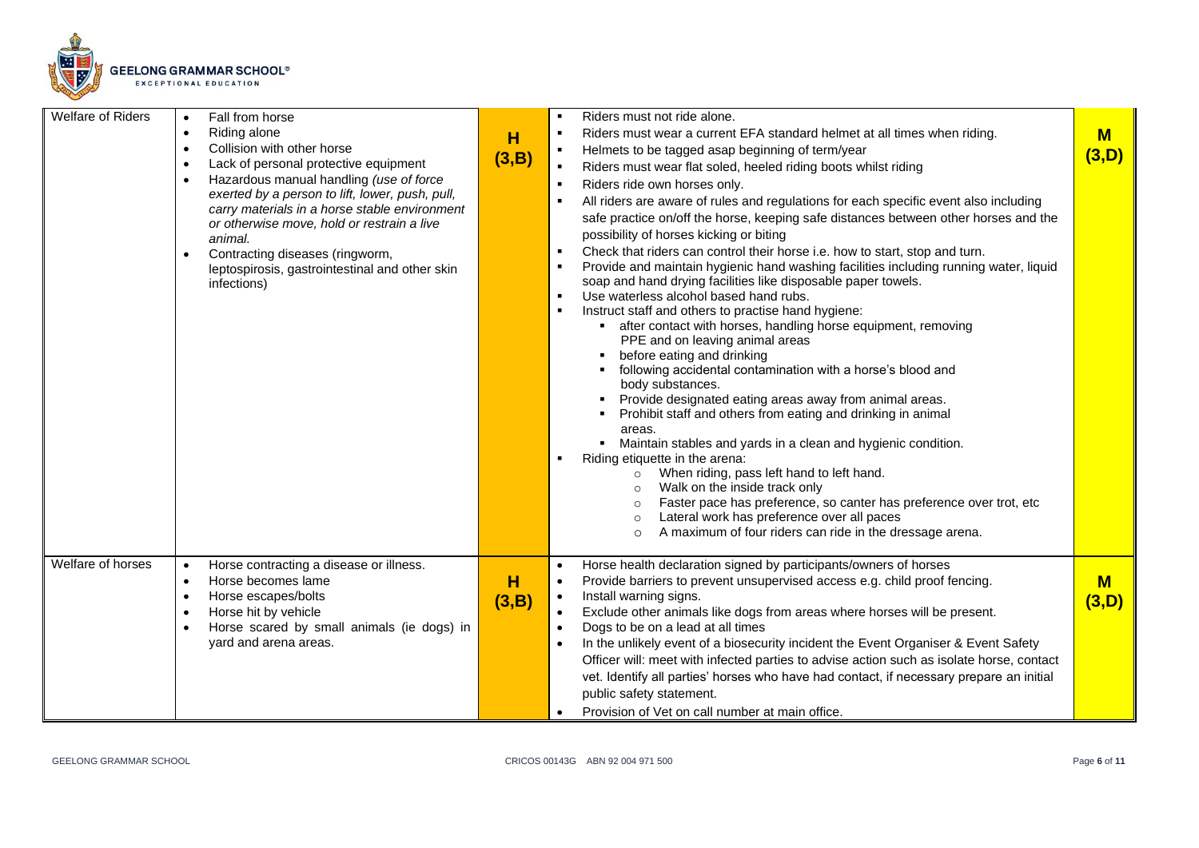| | | | | |
|---|---|---|---|---|
| Welfare of Riders | • Fall from horse<br>• Riding alone<br>• Collision with other horse<br>• Lack of personal protective equipment<br>• Hazardous manual handling *(use of force exerted by a person to lift, lower, push, pull, carry materials in a horse stable environment or otherwise move, hold or restrain a live animal.*<br>• Contracting diseases (ringworm, leptospirosis, gastrointestinal and other skin infections) | **H (3,B)** | ▪ Riders must not ride alone.<br>▪ Riders must wear a current EFA standard helmet at all times when riding.<br>▪ Helmets to be tagged asap beginning of term/year<br>▪ Riders must wear flat soled, heeled riding boots whilst riding<br>▪ Riders ride own horses only.<br>▪ All riders are aware of rules and regulations for each specific event also including safe practice on/off the horse, keeping safe distances between other horses and the possibility of horses kicking or biting<br>▪ Check that riders can control their horse i.e. how to start, stop and turn.<br>▪ Provide and maintain hygienic hand washing facilities including running water, liquid soap and hand drying facilities like disposable paper towels.<br>▪ Use waterless alcohol based hand rubs.<br>▪ Instruct staff and others to practise hand hygiene:<br>&nbsp;&nbsp;▪ after contact with horses, handling horse equipment, removing PPE and on leaving animal areas<br>&nbsp;&nbsp;▪ before eating and drinking<br>&nbsp;&nbsp;▪ following accidental contamination with a horse's blood and body substances.<br>&nbsp;&nbsp;▪ Provide designated eating areas away from animal areas.<br>&nbsp;&nbsp;▪ Prohibit staff and others from eating and drinking in animal areas.<br>&nbsp;&nbsp;▪ Maintain stables and yards in a clean and hygienic condition.<br>▪ Riding etiquette in the arena:<br>&nbsp;&nbsp;&nbsp;&nbsp;○ When riding, pass left hand to left hand.<br>&nbsp;&nbsp;&nbsp;&nbsp;○ Walk on the inside track only<br>&nbsp;&nbsp;&nbsp;&nbsp;○ Faster pace has preference, so canter has preference over trot, etc<br>&nbsp;&nbsp;&nbsp;&nbsp;○ Lateral work has preference over all paces<br>&nbsp;&nbsp;&nbsp;&nbsp;○ A maximum of four riders can ride in the dressage arena. | **M (3,D)** |
| Welfare of horses | • Horse contracting a disease or illness.<br>• Horse becomes lame<br>• Horse escapes/bolts<br>• Horse hit by vehicle<br>• Horse scared by small animals (ie dogs) in yard and arena areas. | **H (3,B)** | • Horse health declaration signed by participants/owners of horses<br>• Provide barriers to prevent unsupervised access e.g. child proof fencing.<br>• Install warning signs.<br>• Exclude other animals like dogs from areas where horses will be present.<br>• Dogs to be on a lead at all times<br>• In the unlikely event of a biosecurity incident the Event Organiser & Event Safety Officer will: meet with infected parties to advise action such as isolate horse, contact vet. Identify all parties' horses who have had contact, if necessary prepare an initial public safety statement.<br>• Provision of Vet on call number at main office. | **M (3,D)** |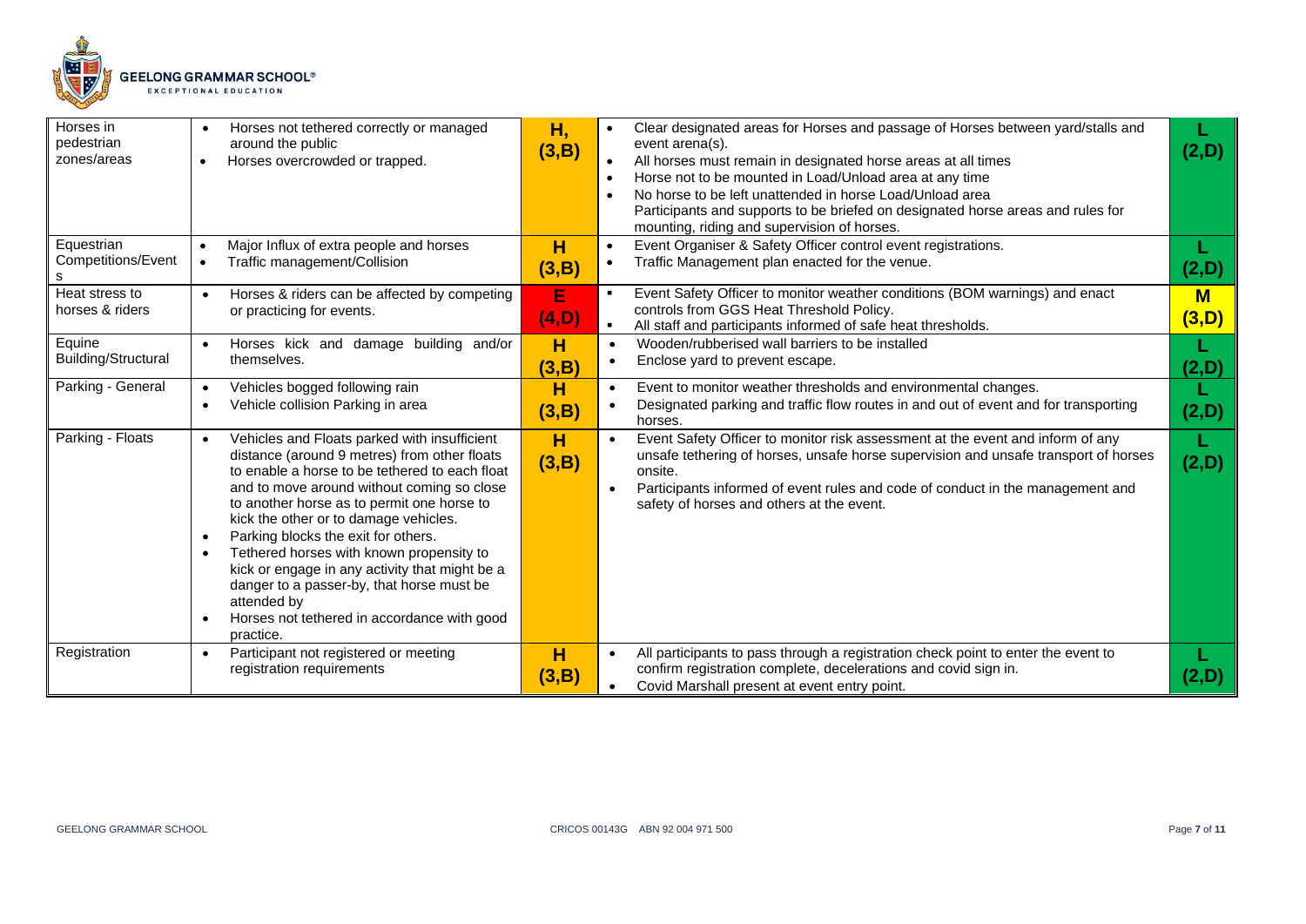| Horses in pedestrian zones/areas | • Horses not tethered correctly or managed around the public<br>• Horses overcrowded or trapped. | **H, (3,B)** | • Clear designated areas for Horses and passage of Horses between yard/stalls and event arena(s).<br>• All horses must remain in designated horse areas at all times<br>• Horse not to be mounted in Load/Unload area at any time<br>• No horse to be left unattended in horse Load/Unload area<br>Participants and supports to be briefed on designated horse areas and rules for mounting, riding and supervision of horses. | **L (2,D)** |
|---|---|---|---|---|
| Equestrian Competitions/Events | • Major Influx of extra people and horses<br>• Traffic management/Collision | **H (3,B)** | • Event Organiser & Safety Officer control event registrations.<br>• Traffic Management plan enacted for the venue. | **L (2,D)** |
| Heat stress to horses & riders | • Horses & riders can be affected by competing or practicing for events. | **E (4,D)** | ▪ Event Safety Officer to monitor weather conditions (BOM warnings) and enact controls from GGS Heat Threshold Policy.<br>▪ All staff and participants informed of safe heat thresholds. | **M (3,D)** |
| Equine Building/Structural | • Horses kick and damage building and/or themselves. | **H (3,B)** | • Wooden/rubberised wall barriers to be installed<br>• Enclose yard to prevent escape. | **L (2,D)** |
| Parking - General | • Vehicles bogged following rain<br>• Vehicle collision Parking in area | **H (3,B)** | • Event to monitor weather thresholds and environmental changes.<br>• Designated parking and traffic flow routes in and out of event and for transporting horses. | **L (2,D)** |
| Parking - Floats | • Vehicles and Floats parked with insufficient distance (around 9 metres) from other floats to enable a horse to be tethered to each float and to move around without coming so close to another horse as to permit one horse to kick the other or to damage vehicles.<br>• Parking blocks the exit for others.<br>• Tethered horses with known propensity to kick or engage in any activity that might be a danger to a passer-by, that horse must be attended by<br>• Horses not tethered in accordance with good practice. | **H (3,B)** | • Event Safety Officer to monitor risk assessment at the event and inform of any unsafe tethering of horses, unsafe horse supervision and unsafe transport of horses onsite.<br>• Participants informed of event rules and code of conduct in the management and safety of horses and others at the event. | **L (2,D)** |
| Registration | • Participant not registered or meeting registration requirements | **H (3,B)** | • All participants to pass through a registration check point to enter the event to confirm registration complete, decelerations and covid sign in.<br>• Covid Marshall present at event entry point. | **L (2,D)** |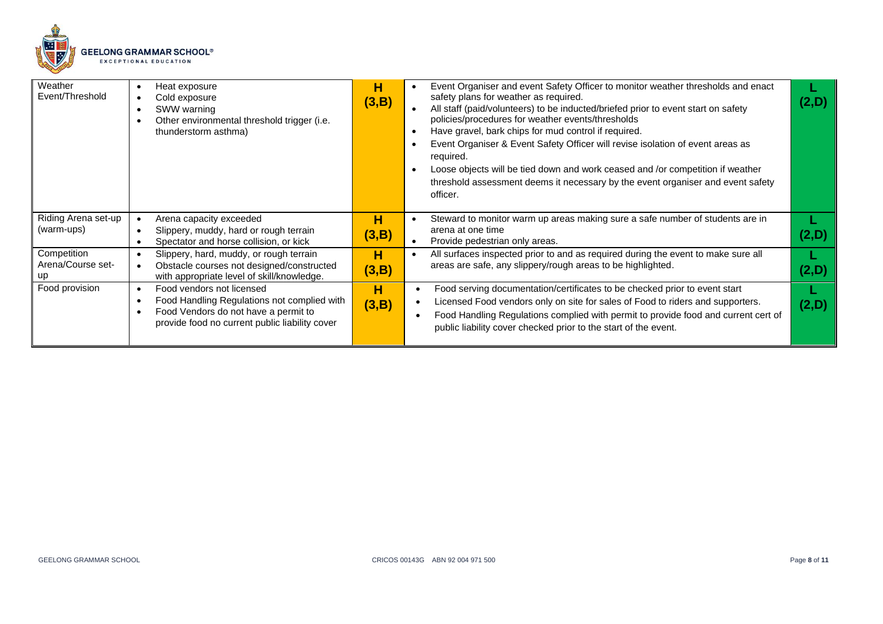| Weather Event/Threshold | • Heat exposure<br>• Cold exposure<br>• SWW warning<br>• Other environmental threshold trigger (i.e. thunderstorm asthma) | **H (3,B)** | • Event Organiser and event Safety Officer to monitor weather thresholds and enact safety plans for weather as required.<br>• All staff (paid/volunteers) to be inducted/briefed prior to event start on safety policies/procedures for weather events/thresholds<br>• Have gravel, bark chips for mud control if required.<br>• Event Organiser & Event Safety Officer will revise isolation of event areas as required.<br>• Loose objects will be tied down and work ceased and /or competition if weather threshold assessment deems it necessary by the event organiser and event safety officer. | **L (2,D)** |
|---|---|---|---|---|
| Riding Arena set-up (warm-ups) | • Arena capacity exceeded<br>• Slippery, muddy, hard or rough terrain<br>• Spectator and horse collision, or kick | **H (3,B)** | • Steward to monitor warm up areas making sure a safe number of students are in arena at one time<br>• Provide pedestrian only areas. | **L (2,D)** |
| Competition Arena/Course set-up | • Slippery, hard, muddy, or rough terrain<br>• Obstacle courses not designed/constructed with appropriate level of skill/knowledge. | **H (3,B)** | • All surfaces inspected prior to and as required during the event to make sure all areas are safe, any slippery/rough areas to be highlighted. | **L (2,D)** |
| Food provision | • Food vendors not licensed<br>• Food Handling Regulations not complied with<br>• Food Vendors do not have a permit to provide food no current public liability cover | **H (3,B)** | • Food serving documentation/certificates to be checked prior to event start<br>• Licensed Food vendors only on site for sales of Food to riders and supporters.<br>• Food Handling Regulations complied with permit to provide food and current cert of public liability cover checked prior to the start of the event. | **L (2,D)** |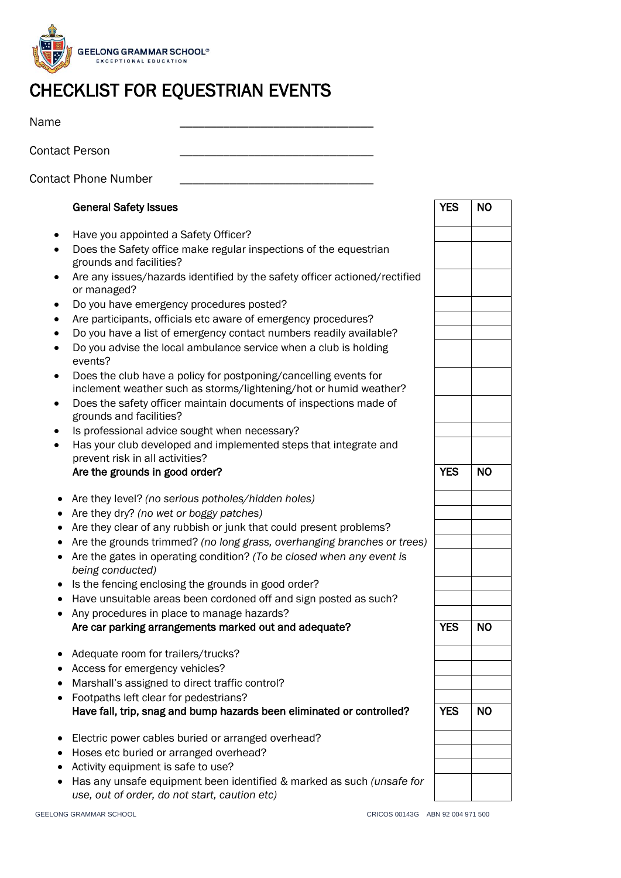# CHECKLIST FOR EQUESTRIAN EVENTS

Name ______________________________

Contact Person ______________________________

Contact Phone Number ______________________________

| General Safety Issues | YES | NO |
|---|---|---|
| • Have you appointed a Safety Officer? | | |
| • Does the Safety office make regular inspections of the equestrian grounds and facilities? | | |
| • Are any issues/hazards identified by the safety officer actioned/rectified or managed? | | |
| • Do you have emergency procedures posted? | | |
| • Are participants, officials etc aware of emergency procedures? | | |
| • Do you have a list of emergency contact numbers readily available? | | |
| • Do you advise the local ambulance service when a club is holding events? | | |
| • Does the club have a policy for postponing/cancelling events for inclement weather such as storms/lightening/hot or humid weather? | | |
| • Does the safety officer maintain documents of inspections made of grounds and facilities? | | |
| • Is professional advice sought when necessary? | | |
| • Has your club developed and implemented steps that integrate and prevent risk in all activities? | | |

| Are the grounds in good order? | YES | NO |
|---|---|---|
| • Are they level? *(no serious potholes/hidden holes)* | | |
| • Are they dry? *(no wet or boggy patches)* | | |
| • Are they clear of any rubbish or junk that could present problems? | | |
| • Are the grounds trimmed? *(no long grass, overhanging branches or trees)* | | |
| • Are the gates in operating condition? *(To be closed when any event is being conducted)* | | |
| • Is the fencing enclosing the grounds in good order? | | |
| • Have unsuitable areas been cordoned off and sign posted as such? | | |
| • Any procedures in place to manage hazards? | | |

| Are car parking arrangements marked out and adequate? | YES | NO |
|---|---|---|
| • Adequate room for trailers/trucks? | | |
| • Access for emergency vehicles? | | |
| • Marshall's assigned to direct traffic control? | | |
| • Footpaths left clear for pedestrians? | | |

| Have fall, trip, snag and bump hazards been eliminated or controlled? | YES | NO |
|---|---|---|
| • Electric power cables buried or arranged overhead? | | |
| • Hoses etc buried or arranged overhead? | | |
| • Activity equipment is safe to use? | | |
| • Has any unsafe equipment been identified & marked as such *(unsafe for use, out of order, do not start, caution etc)* | | |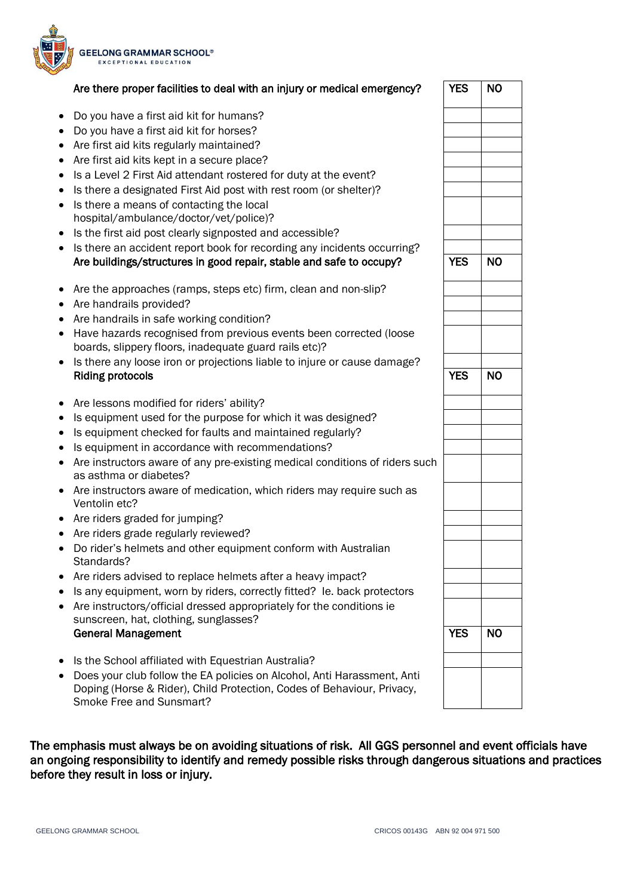| Are there proper facilities to deal with an injury or medical emergency? | YES | NO |
|---|---|---|
| • Do you have a first aid kit for humans? | | |
| • Do you have a first aid kit for horses? | | |
| • Are first aid kits regularly maintained? | | |
| • Are first aid kits kept in a secure place? | | |
| • Is a Level 2 First Aid attendant rostered for duty at the event? | | |
| • Is there a designated First Aid post with rest room (or shelter)? | | |
| • Is there a means of contacting the local hospital/ambulance/doctor/vet/police)? | | |
| • Is the first aid post clearly signposted and accessible? | | |
| • Is there an accident report book for recording any incidents occurring? | | |

| Are buildings/structures in good repair, stable and safe to occupy? | YES | NO |
|---|---|---|
| • Are the approaches (ramps, steps etc) firm, clean and non-slip? | | |
| • Are handrails provided? | | |
| • Are handrails in safe working condition? | | |
| • Have hazards recognised from previous events been corrected (loose boards, slippery floors, inadequate guard rails etc)? | | |
| • Is there any loose iron or projections liable to injure or cause damage? | | |

| Riding protocols | YES | NO |
|---|---|---|
| • Are lessons modified for riders' ability? | | |
| • Is equipment used for the purpose for which it was designed? | | |
| • Is equipment checked for faults and maintained regularly? | | |
| • Is equipment in accordance with recommendations? | | |
| • Are instructors aware of any pre-existing medical conditions of riders such as asthma or diabetes? | | |
| • Are instructors aware of medication, which riders may require such as Ventolin etc? | | |
| • Are riders graded for jumping? | | |
| • Are riders grade regularly reviewed? | | |
| • Do rider's helmets and other equipment conform with Australian Standards? | | |
| • Are riders advised to replace helmets after a heavy impact? | | |
| • Is any equipment, worn by riders, correctly fitted? Ie. back protectors | | |
| • Are instructors/official dressed appropriately for the conditions ie sunscreen, hat, clothing, sunglasses? | | |

| General Management | YES | NO |
|---|---|---|
| • Is the School affiliated with Equestrian Australia? | | |
| • Does your club follow the EA policies on Alcohol, Anti Harassment, Anti Doping (Horse & Rider), Child Protection, Codes of Behaviour, Privacy, Smoke Free and Sunsmart? | | |

**The emphasis must always be on avoiding situations of risk. All GGS personnel and event officials have an ongoing responsibility to identify and remedy possible risks through dangerous situations and practices before they result in loss or injury.**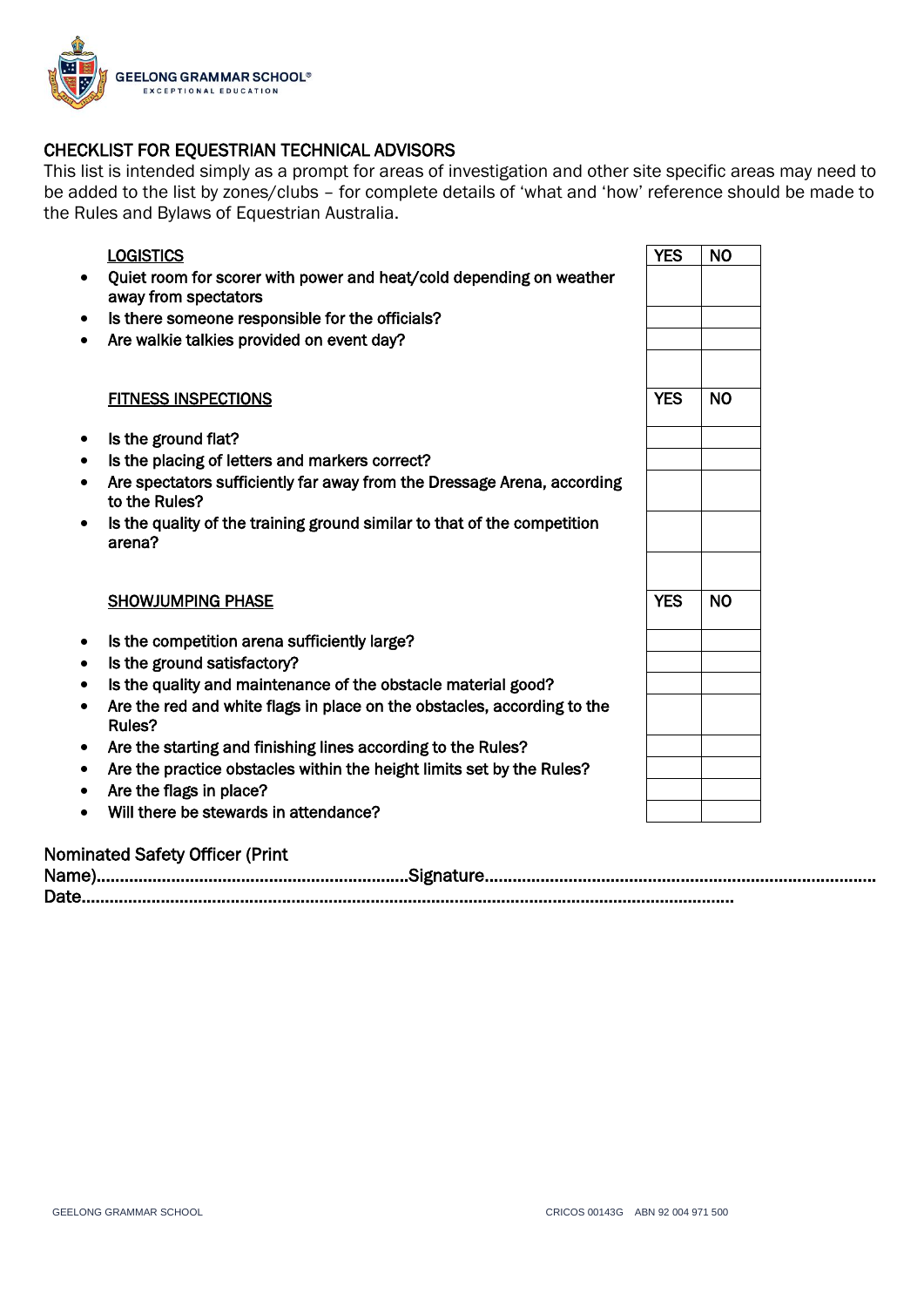## CHECKLIST FOR EQUESTRIAN TECHNICAL ADVISORS

This list is intended simply as a prompt for areas of investigation and other site specific areas may need to be added to the list by zones/clubs – for complete details of 'what and 'how' reference should be made to the Rules and Bylaws of Equestrian Australia.

| LOGISTICS | YES | NO |
|---|---|---|
| • Quiet room for scorer with power and heat/cold depending on weather away from spectators | | |
| • Is there someone responsible for the officials? | | |
| • Are walkie talkies provided on event day? | | |
| | | |

| FITNESS INSPECTIONS | YES | NO |
|---|---|---|
| • Is the ground flat? | | |
| • Is the placing of letters and markers correct? | | |
| • Are spectators sufficiently far away from the Dressage Arena, according to the Rules? | | |
| • Is the quality of the training ground similar to that of the competition arena? | | |
| | | |

| SHOWJUMPING PHASE | YES | NO |
|---|---|---|
| • Is the competition arena sufficiently large? | | |
| • Is the ground satisfactory? | | |
| • Is the quality and maintenance of the obstacle material good? | | |
| • Are the red and white flags in place on the obstacles, according to the Rules? | | |
| • Are the starting and finishing lines according to the Rules? | | |
| • Are the practice obstacles within the height limits set by the Rules? | | |
| • Are the flags in place? | | |
| • Will there be stewards in attendance? | | |

Nominated Safety Officer (Print Name)..................................................................Signature....................................................................................
Date..........................................................................................................................................